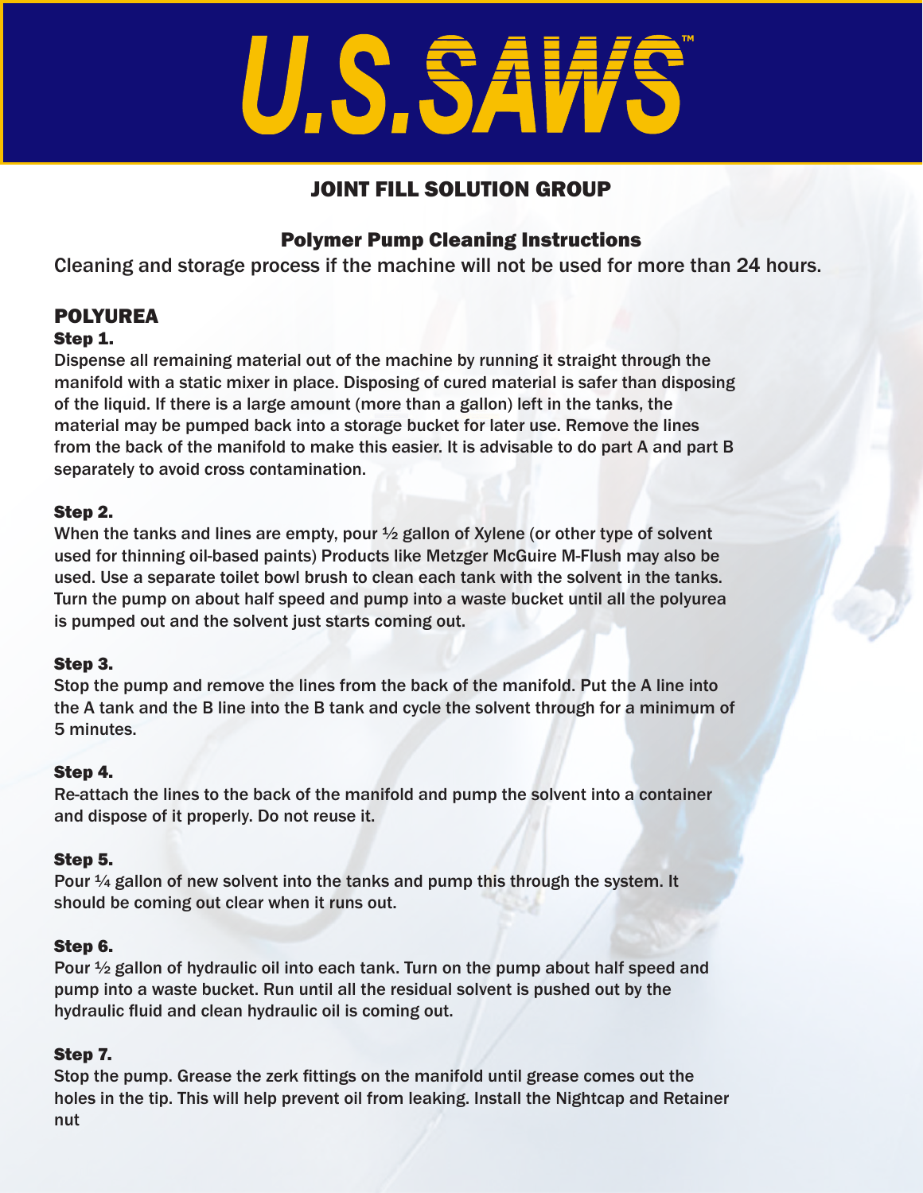# U.S.SAWS™

## JOINT FILL SOLUTION GROUP

### Polymer Pump Cleaning Instructions

Cleaning and storage process if the machine will not be used for more than 24 hours.

## POLYUREA

#### Step 1.

Dispense all remaining material out of the machine by running it straight through the manifold with a static mixer in place. Disposing of cured material is safer than disposing of the liquid. If there is a large amount (more than a gallon) left in the tanks, the material may be pumped back into a storage bucket for later use. Remove the lines from the back of the manifold to make this easier. It is advisable to do part A and part B separately to avoid cross contamination.

#### Step 2.

When the tanks and lines are empty, pour ½ gallon of Xylene (or other type of solvent used for thinning oil-based paints) Products like Metzger McGuire M-Flush may also be used. Use a separate toilet bowl brush to clean each tank with the solvent in the tanks. Turn the pump on about half speed and pump into a waste bucket until all the polyurea is pumped out and the solvent just starts coming out.

#### Step 3.

Stop the pump and remove the lines from the back of the manifold. Put the A line into the A tank and the B line into the B tank and cycle the solvent through for a minimum of 5 minutes.

#### Step 4.

Re-attach the lines to the back of the manifold and pump the solvent into a container and dispose of it properly. Do not reuse it.

#### Step 5.

Pour ¼ gallon of new solvent into the tanks and pump this through the system. It should be coming out clear when it runs out.

#### Step 6.

Pour ½ gallon of hydraulic oil into each tank. Turn on the pump about half speed and pump into a waste bucket. Run until all the residual solvent is pushed out by the hydraulic fluid and clean hydraulic oil is coming out.

#### Step 7.

Stop the pump. Grease the zerk fittings on the manifold until grease comes out the holes in the tip. This will help prevent oil from leaking. Install the Nightcap and Retainer nut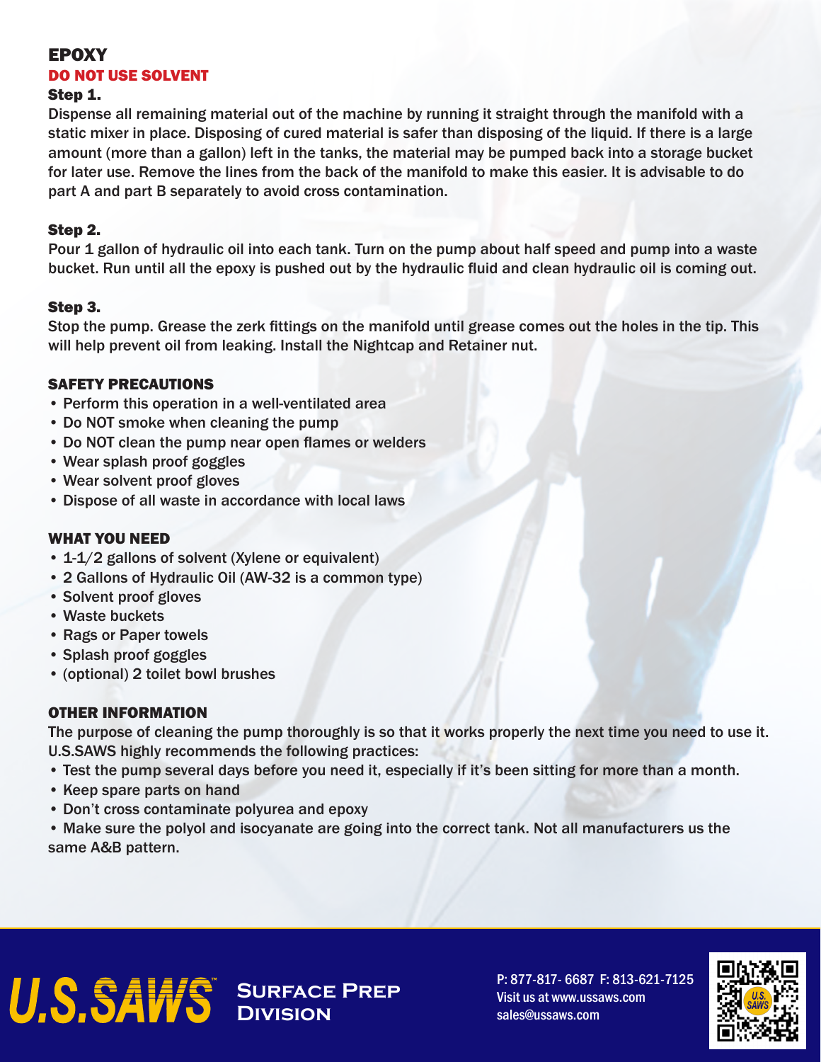# EPOXY

## DO NOT USE SOLVENT

### Step 1.

Dispense all remaining material out of the machine by running it straight through the manifold with a static mixer in place. Disposing of cured material is safer than disposing of the liquid. If there is a large amount (more than a gallon) left in the tanks, the material may be pumped back into a storage bucket for later use. Remove the lines from the back of the manifold to make this easier. It is advisable to do part A and part B separately to avoid cross contamination.

### Step 2.

Pour 1 gallon of hydraulic oil into each tank. Turn on the pump about half speed and pump into a waste bucket. Run until all the epoxy is pushed out by the hydraulic fluid and clean hydraulic oil is coming out.

### Step 3.

Stop the pump. Grease the zerk fittings on the manifold until grease comes out the holes in the tip. This will help prevent oil from leaking. Install the Nightcap and Retainer nut.

## SAFETY PRECAUTIONS

- Perform this operation in a well-ventilated area
- Do NOT smoke when cleaning the pump
- Do NOT clean the pump near open flames or welders
- Wear splash proof goggles
- Wear solvent proof gloves
- Dispose of all waste in accordance with local laws

## WHAT YOU NEED

- 1-1/2 gallons of solvent (Xylene or equivalent)
- 2 Gallons of Hydraulic Oil (AW-32 is a common type)
- Solvent proof gloves
- Waste buckets
- Rags or Paper towels
- Splash proof goggles
- (optional) 2 toilet bowl brushes

## OTHER INFORMATION

The purpose of cleaning the pump thoroughly is so that it works properly the next time you need to use it. U.S.SAWS highly recommends the following practices:

- Test the pump several days before you need it, especially if it's been sitting for more than a month.
- Keep spare parts on hand
- Don't cross contaminate polyurea and epoxy
- Make sure the polyol and isocyanate are going into the correct tank. Not all manufacturers us the same A&B pattern.

U.S.SAWS Surface Prep Division

P: 877-817- 6687 F: 813-621-7125
Visit us at www.ussaws.com
sales@ussaws.com